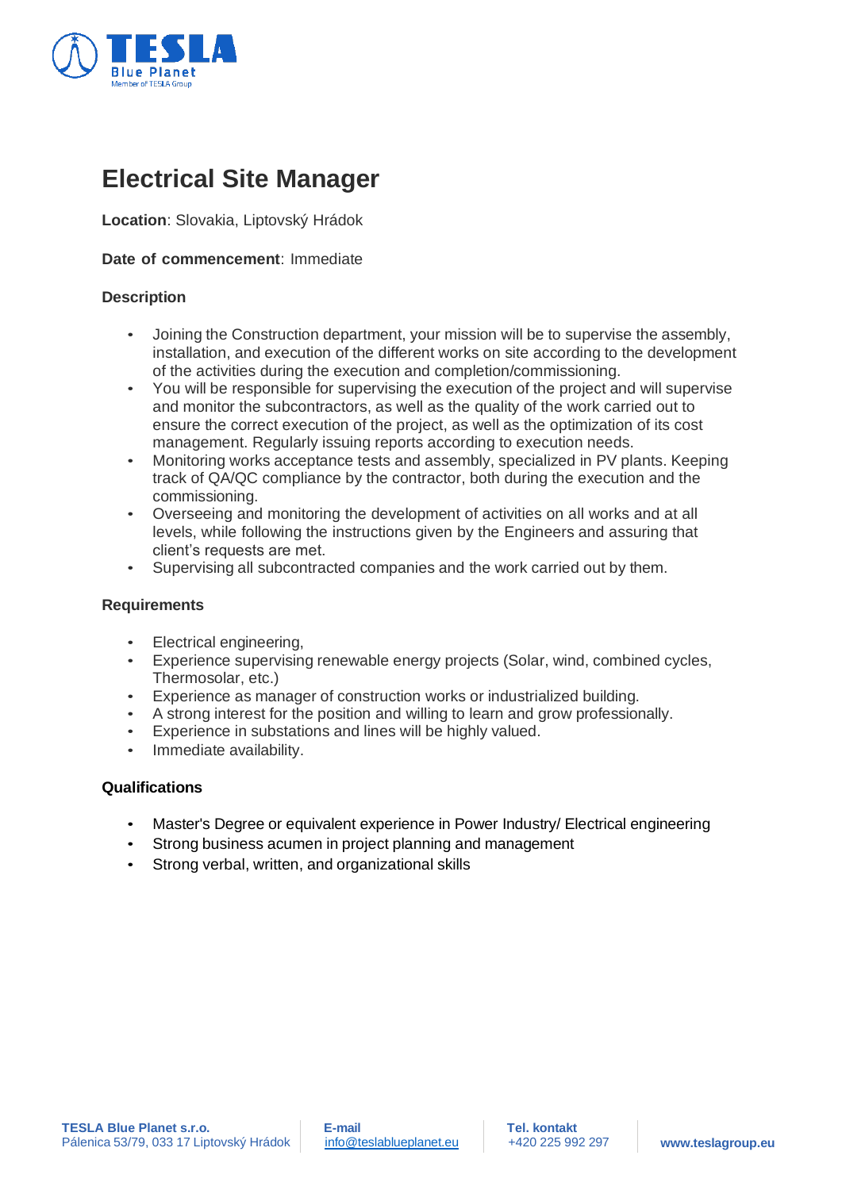# Electrical Site Manager

**Location**: Slovakia, Liptovský Hrádok

**Date of commencement**: Immediate

### Description

- Joining the Construction department, your mission will be to supervise the assembly, installation, and execution of the different works on site according to the development of the activities during the execution and completion/commissioning.
- You will be responsible for supervising the execution of the project and will supervise and monitor the subcontractors, as well as the quality of the work carried out to ensure the correct execution of the project, as well as the optimization of its cost management. Regularly issuing reports according to execution needs.
- Monitoring works acceptance tests and assembly, specialized in PV plants. Keeping track of QA/QC compliance by the contractor, both during the execution and the commissioning.
- Overseeing and monitoring the development of activities on all works and at all levels, while following the instructions given by the Engineers and assuring that client's requests are met.
- Supervising all subcontracted companies and the work carried out by them.

### Requirements

- Electrical engineering,
- Experience supervising renewable energy projects (Solar, wind, combined cycles, Thermosolar, etc.)
- Experience as manager of construction works or industrialized building.
- A strong interest for the position and willing to learn and grow professionally.
- Experience in substations and lines will be highly valued.
- Immediate availability.

### Qualifications

- Master's Degree or equivalent experience in Power Industry/ Electrical engineering
- Strong business acumen in project planning and management
- Strong verbal, written, and organizational skills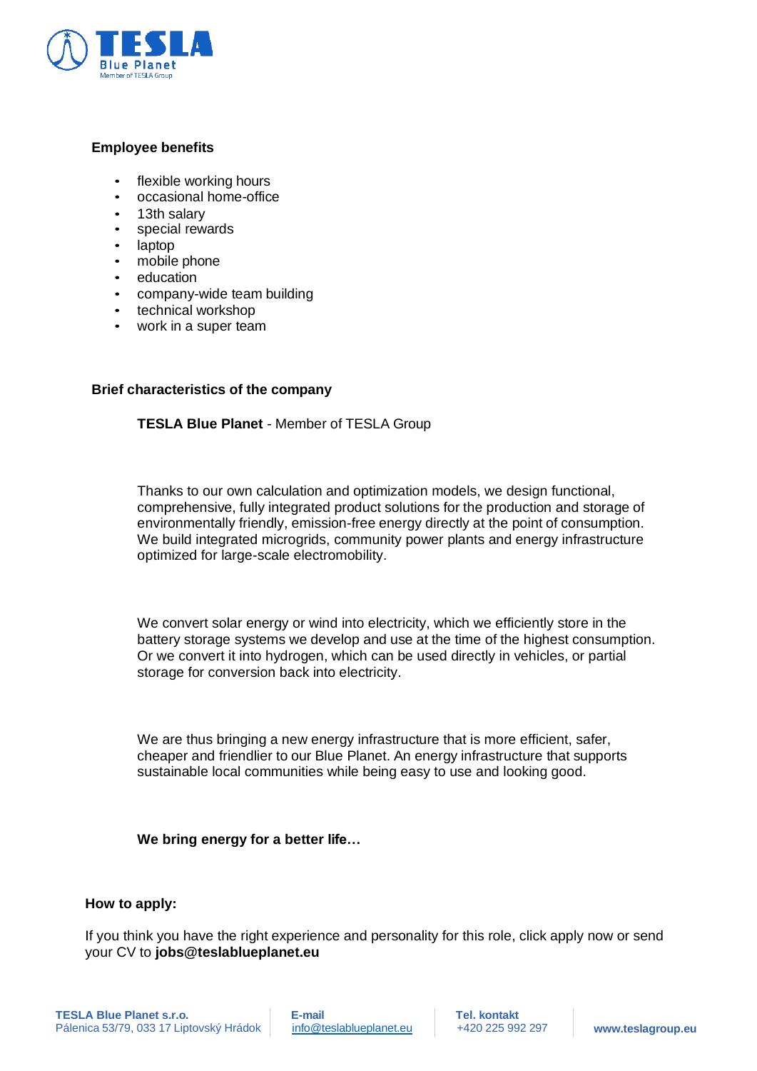### Employee benefits

- flexible working hours
- occasional home-office
- 13th salary
- special rewards
- laptop
- mobile phone
- education
- company-wide team building
- technical workshop
- work in a super team

### Brief characteristics of the company

**TESLA Blue Planet** - Member of TESLA Group

Thanks to our own calculation and optimization models, we design functional, comprehensive, fully integrated product solutions for the production and storage of environmentally friendly, emission-free energy directly at the point of consumption. We build integrated microgrids, community power plants and energy infrastructure optimized for large-scale electromobility.

We convert solar energy or wind into electricity, which we efficiently store in the battery storage systems we develop and use at the time of the highest consumption. Or we convert it into hydrogen, which can be used directly in vehicles, or partial storage for conversion back into electricity.

We are thus bringing a new energy infrastructure that is more efficient, safer, cheaper and friendlier to our Blue Planet. An energy infrastructure that supports sustainable local communities while being easy to use and looking good.

**We bring energy for a better life…**

### How to apply:

If you think you have the right experience and personality for this role, click apply now or send your CV to **jobs@teslablueplanet.eu**

**TESLA Blue Planet s.r.o.**
Pálenica 53/79, 033 17 Liptovský Hrádok

**E-mail**
info@teslablueplanet.eu

**Tel. kontakt**
+420 225 992 297

**www.teslagroup.eu**